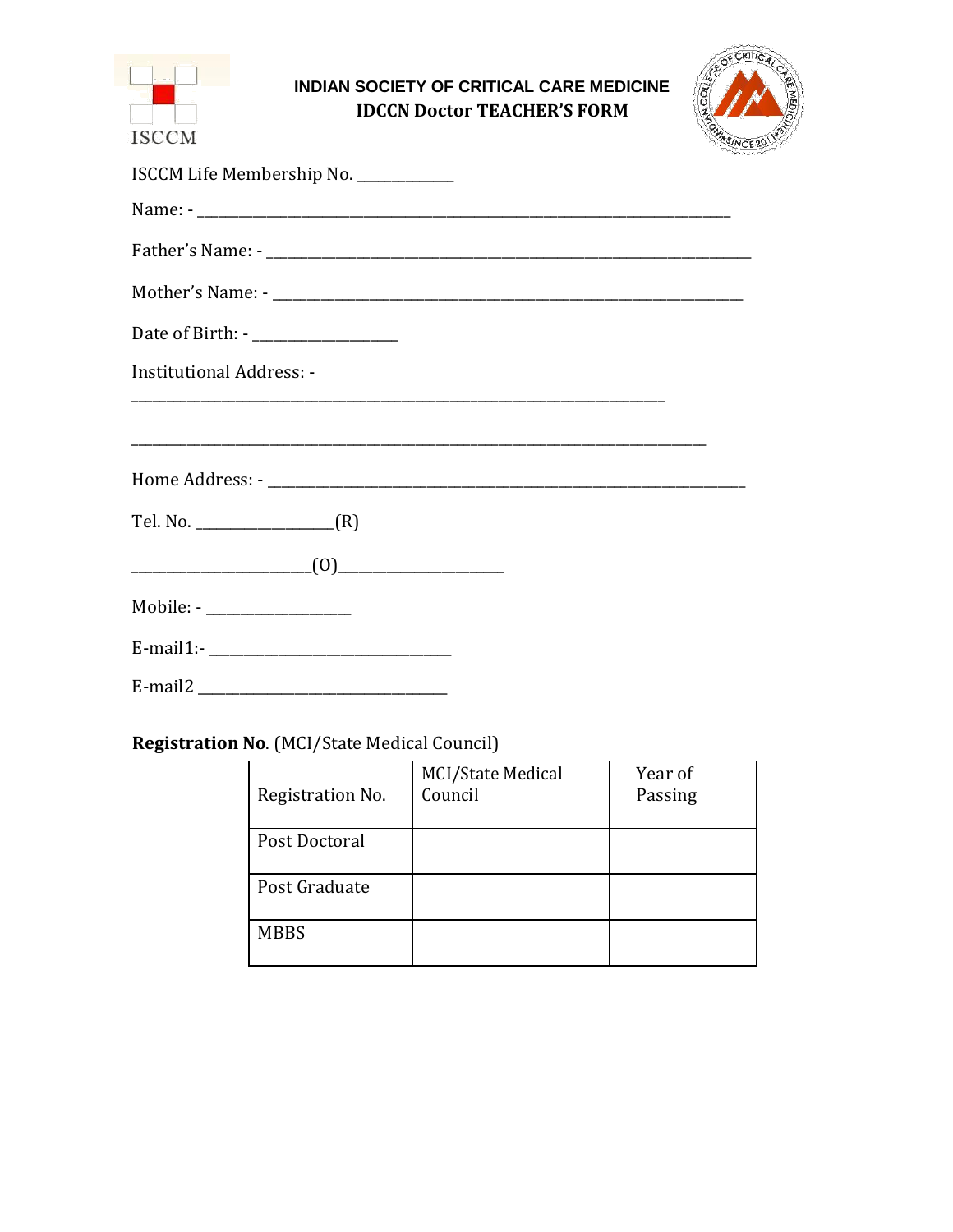ISCCM

# INDIAN SOCIETY OF CRITICAL CARE MEDICINE

## IDCCN Doctor TEACHER'S FORM

ISCCM Life Membership No. ____________

Name: - ______________________________________________________________________

Father's Name: - _______________________________________________________________

Mother's Name: - ______________________________________________________________

Date of Birth: - __________________

Institutional Address: -

______________________________________________________________________

___________________________________________________________________________

Home Address: - _______________________________________________________________

Tel. No. _________________(R)

_______________________(O)______________________

Mobile: - __________________

E-mail1:- ______________________________

E-mail2 _______________________________

**Registration No**. (MCI/State Medical Council)

| Registration No. | MCI/State Medical Council | Year of Passing |
|---|---|---|
| Post Doctoral | | |
| Post Graduate | | |
| MBBS | | |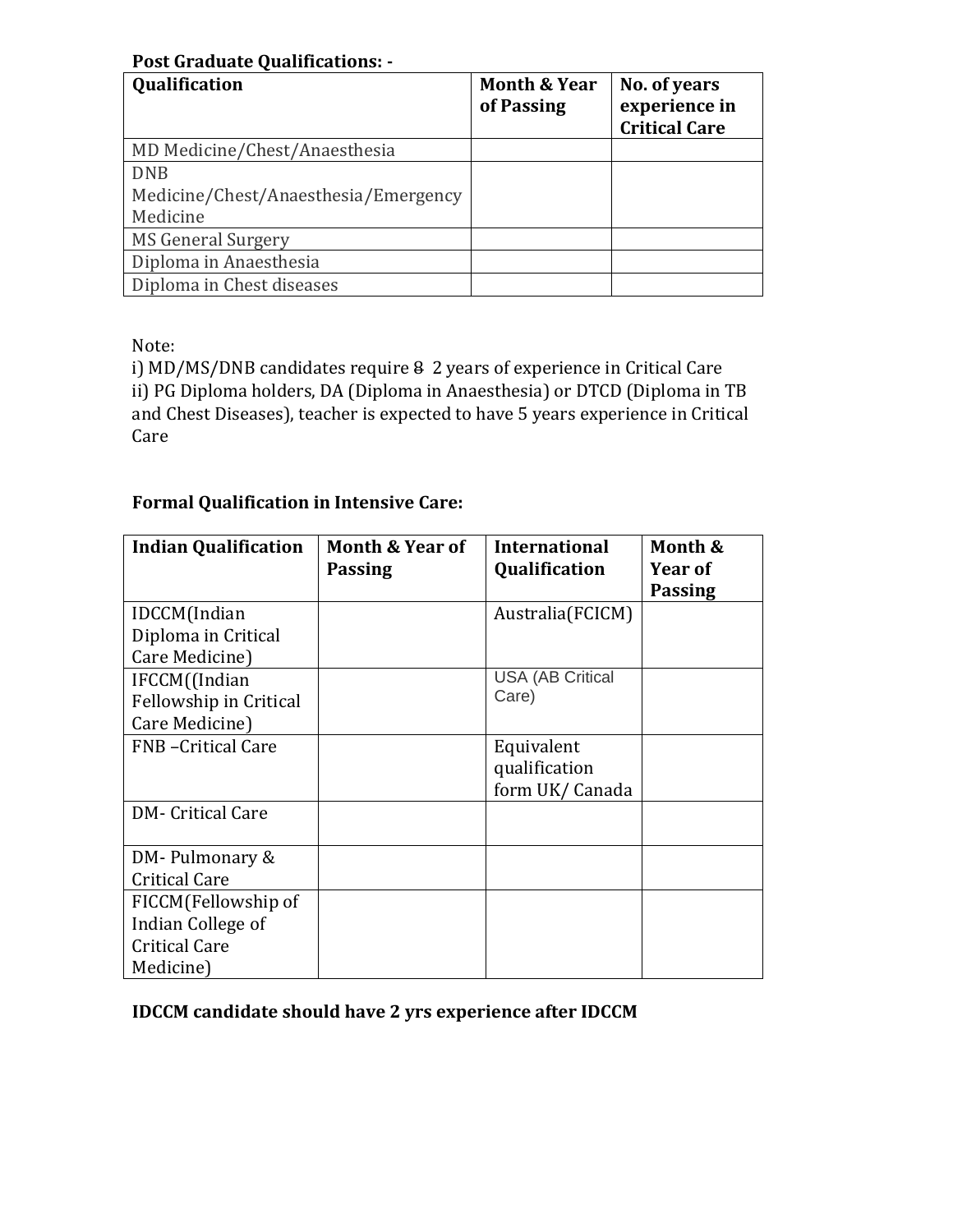**Post Graduate Qualifications: -**

| Qualification | Month & Year of Passing | No. of years experience in Critical Care |
|---|---|---|
| MD Medicine/Chest/Anaesthesia | | |
| DNB Medicine/Chest/Anaesthesia/Emergency Medicine | | |
| MS General Surgery | | |
| Diploma in Anaesthesia | | |
| Diploma in Chest diseases | | |

Note:
i) MD/MS/DNB candidates require ~~8~~ 2 years of experience in Critical Care
ii) PG Diploma holders, DA (Diploma in Anaesthesia) or DTCD (Diploma in TB and Chest Diseases), teacher is expected to have 5 years experience in Critical Care

**Formal Qualification in Intensive Care:**

| Indian Qualification | Month & Year of Passing | International Qualification | Month & Year of Passing |
|---|---|---|---|
| IDCCM(Indian Diploma in Critical Care Medicine) | | Australia(FCICM) | |
| IFCCM((Indian Fellowship in Critical Care Medicine) | | USA (AB Critical Care) | |
| FNB –Critical Care | | Equivalent qualification form UK/ Canada | |
| DM- Critical Care | | | |
| DM- Pulmonary & Critical Care | | | |
| FICCM(Fellowship of Indian College of Critical Care Medicine) | | | |

**IDCCM candidate should have 2 yrs experience after IDCCM**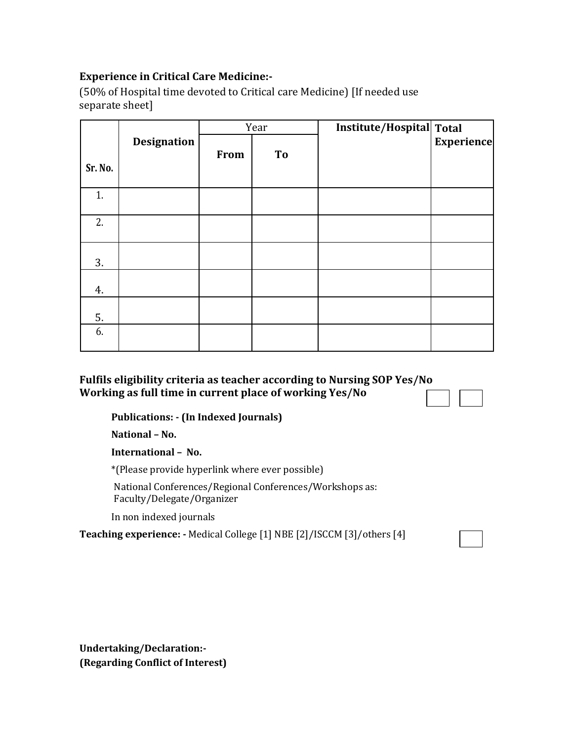**Experience in Critical Care Medicine:-**

(50% of Hospital time devoted to Critical care Medicine) [If needed use separate sheet]

| Sr. No. | **Designation** | Year | | **Institute/Hospital** | **Total Experience** |
|---|---|---|---|---|---|
| | | **From** | **To** | | |
| 1. | | | | | |
| 2. | | | | | |
| 3. | | | | | |
| 4. | | | | | |
| 5. | | | | | |
| 6. | | | | | |

**Fulfils eligibility criteria as teacher according to Nursing SOP Yes/No**
**Working as full time in current place of working Yes/No**

**Publications: - (In Indexed Journals)**

**National – No.**

**International – No.**

*(Please provide hyperlink where ever possible)

National Conferences/Regional Conferences/Workshops as: Faculty/Delegate/Organizer

In non indexed journals

**Teaching experience: -** Medical College [1] NBE [2]/ISCCM [3]/others [4]

**Undertaking/Declaration:-**
**(Regarding Conflict of Interest)**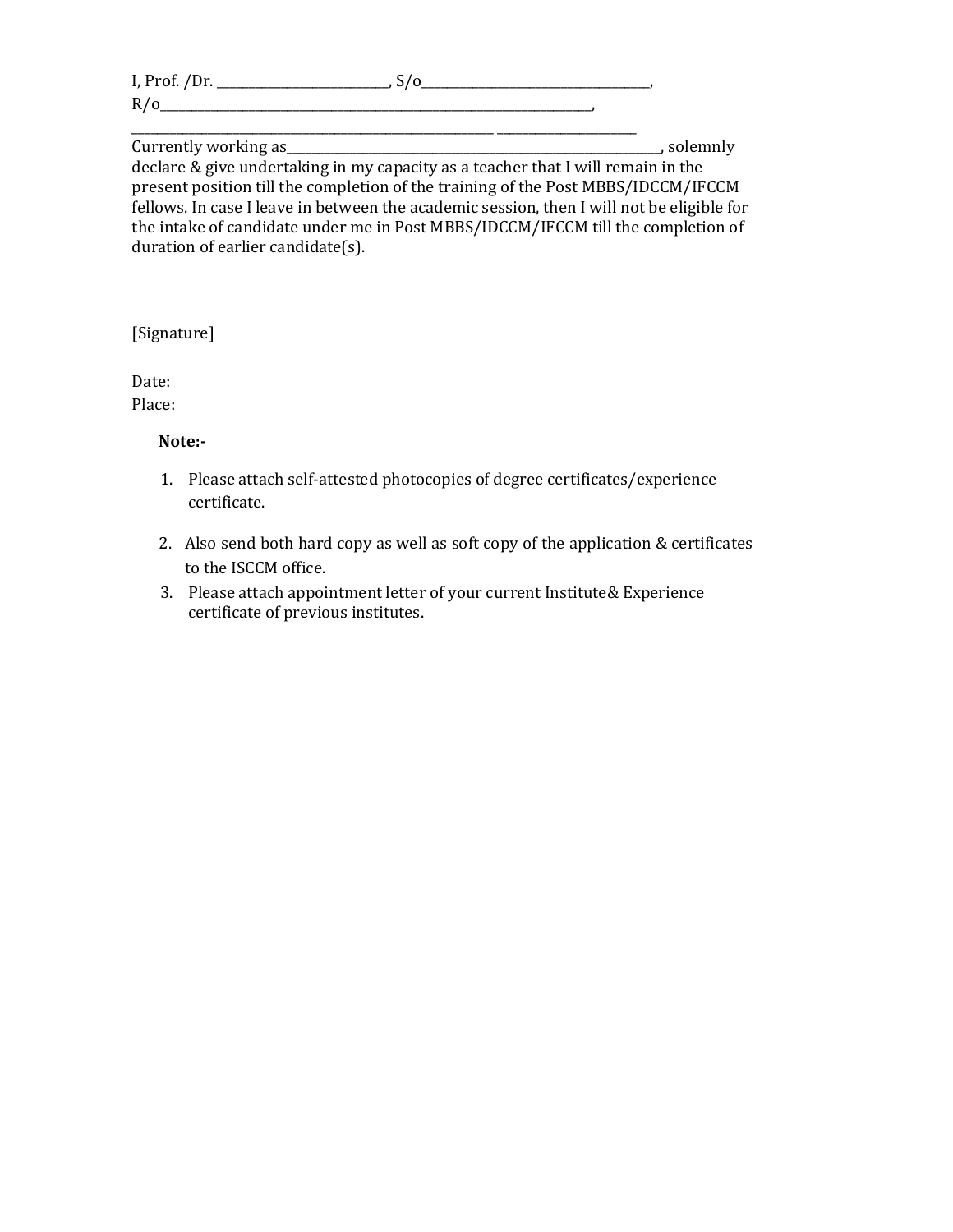I, Prof. /Dr. ___________________________, S/o_____________________________________, R/o______________________________________________________________________, ____________________________________________________________ _______________________

Currently working as______________________________________________________________, solemnly declare & give undertaking in my capacity as a teacher that I will remain in the present position till the completion of the training of the Post MBBS/IDCCM/IFCCM fellows. In case I leave in between the academic session, then I will not be eligible for the intake of candidate under me in Post MBBS/IDCCM/IFCCM till the completion of duration of earlier candidate(s).

[Signature]

Date:

Place:

**Note:-**

1. Please attach self-attested photocopies of degree certificates/experience certificate.
2. Also send both hard copy as well as soft copy of the application & certificates to the ISCCM office.
3. Please attach appointment letter of your current Institute& Experience certificate of previous institutes.